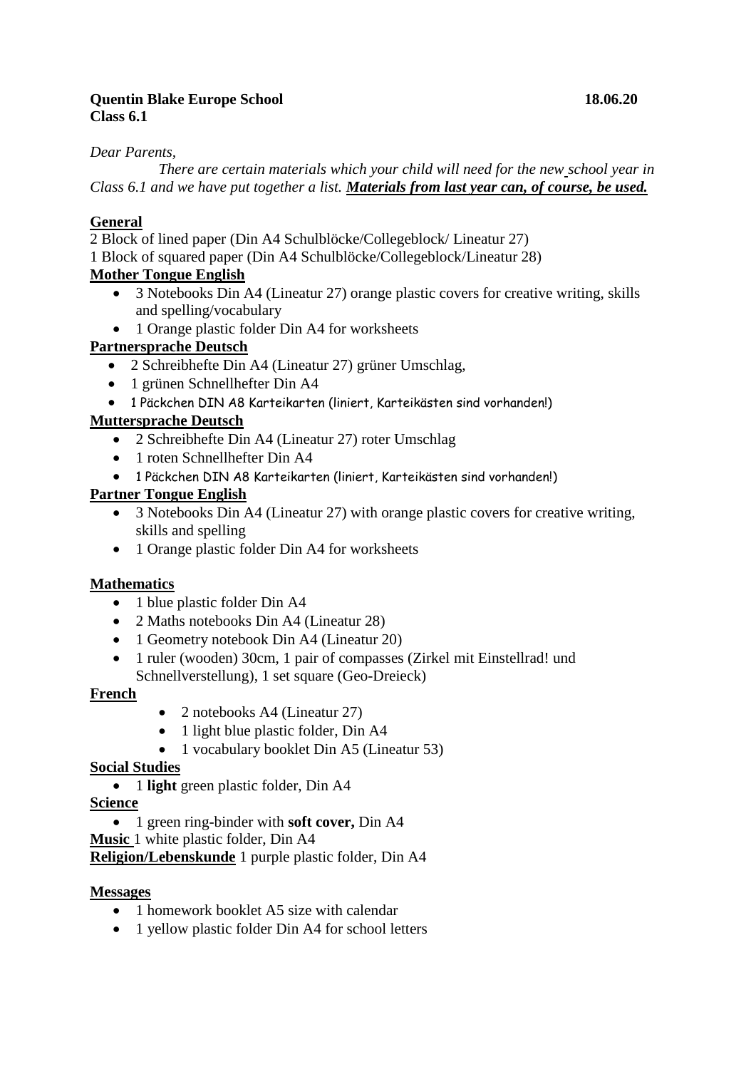**Quentin Blake Europe School** **18.06.20**
**Class 6.1**

*Dear Parents,*

*There are certain materials which your child will need for the new school year in Class 6.1 and we have put together a list.* ***Materials from last year can, of course, be used.***

**General**

2 Block of lined paper (Din A4 Schulblöcke/Collegeblock/ Lineatur 27)
1 Block of squared paper (Din A4 Schulblöcke/Collegeblock/Lineatur 28)

**Mother Tongue English**

- 3 Notebooks Din A4 (Lineatur 27) orange plastic covers for creative writing, skills and spelling/vocabulary
- 1 Orange plastic folder Din A4 for worksheets

**Partnersprache Deutsch**

- 2 Schreibhefte Din A4 (Lineatur 27) grüner Umschlag,
- 1 grünen Schnellhefter Din A4
- 1 Päckchen DIN A8 Karteikarten (liniert, Karteikästen sind vorhanden!)

**Muttersprache Deutsch**

- 2 Schreibhefte Din A4 (Lineatur 27) roter Umschlag
- 1 roten Schnellhefter Din A4
- 1 Päckchen DIN A8 Karteikarten (liniert, Karteikästen sind vorhanden!)

**Partner Tongue English**

- 3 Notebooks Din A4 (Lineatur 27) with orange plastic covers for creative writing, skills and spelling
- 1 Orange plastic folder Din A4 for worksheets

**Mathematics**

- 1 blue plastic folder Din A4
- 2 Maths notebooks Din A4 (Lineatur 28)
- 1 Geometry notebook Din A4 (Lineatur 20)
- 1 ruler (wooden) 30cm, 1 pair of compasses (Zirkel mit Einstellrad! und Schnellverstellung), 1 set square (Geo-Dreieck)

**French**

- 2 notebooks A4 (Lineatur 27)
- 1 light blue plastic folder, Din A4
- 1 vocabulary booklet Din A5 (Lineatur 53)

**Social Studies**

- 1 **light** green plastic folder, Din A4

**Science**

- 1 green ring-binder with **soft cover,** Din A4

**Music** 1 white plastic folder, Din A4

**Religion/Lebenskunde** 1 purple plastic folder, Din A4

**Messages**

- 1 homework booklet A5 size with calendar
- 1 yellow plastic folder Din A4 for school letters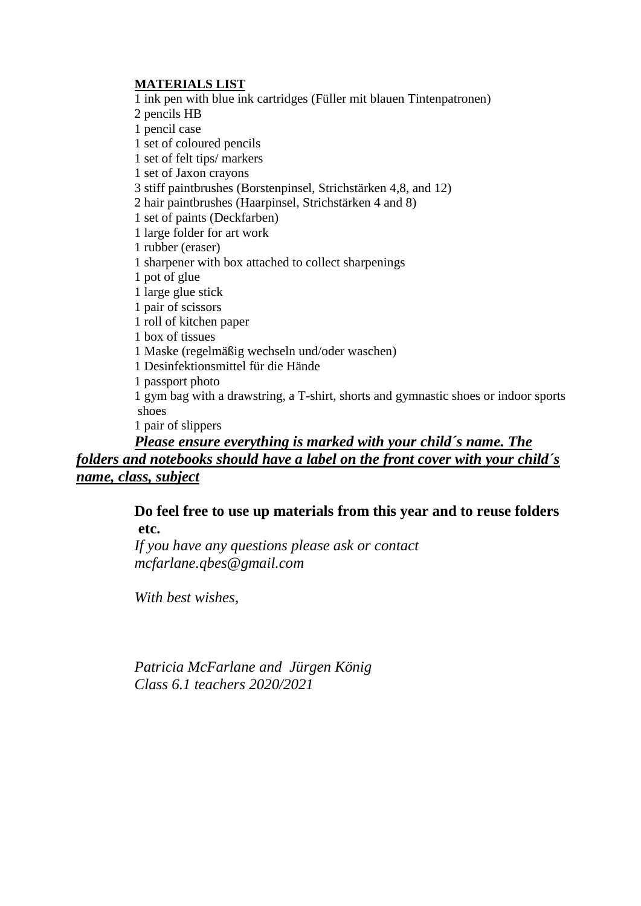**MATERIALS LIST**

1 ink pen with blue ink cartridges (Füller mit blauen Tintenpatronen)
2 pencils HB
1 pencil case
1 set of coloured pencils
1 set of felt tips/ markers
1 set of Jaxon crayons
3 stiff paintbrushes (Borstenpinsel, Strichstärken 4,8, and 12)
2 hair paintbrushes (Haarpinsel, Strichstärken 4 and 8)
1 set of paints (Deckfarben)
1 large folder for art work
1 rubber (eraser)
1 sharpener with box attached to collect sharpenings
1 pot of glue
1 large glue stick
1 pair of scissors
1 roll of kitchen paper
1 box of tissues
1 Maske (regelmäßig wechseln und/oder waschen)
1 Desinfektionsmittel für die Hände
1 passport photo
1 gym bag with a drawstring, a T-shirt, shorts and gymnastic shoes or indoor sports shoes
1 pair of slippers

***Please ensure everything is marked with your child´s name. The folders and notebooks should have a label on the front cover with your child´s name, class, subject***

**Do feel free to use up materials from this year and to reuse folders etc.**

*If you have any questions please ask or contact mcfarlane.qbes@gmail.com*

*With best wishes,*

*Patricia McFarlane and Jürgen König*
*Class 6.1 teachers 2020/2021*